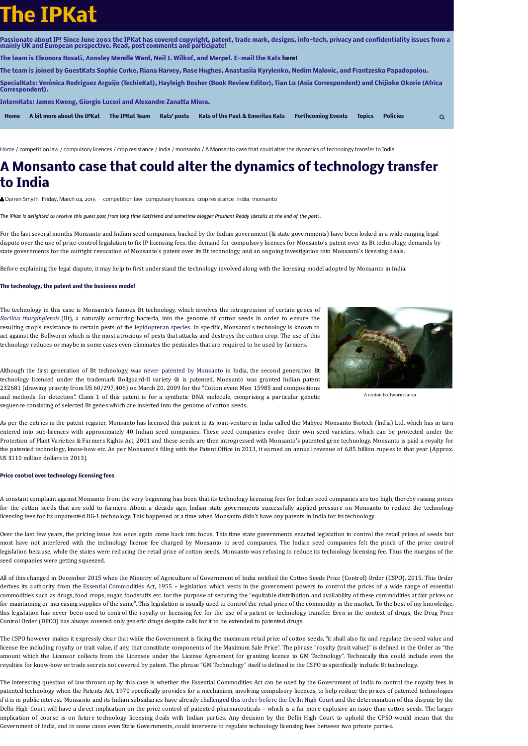# The IPKat

**Passionate about IP! Since June 2003 the IPKat has covered copyright, patent, trade mark, designs, info-tech, privacy and confidentiality issues from a mainly UK and European perspective. Read, post comments and participate!**

**The team is Eleonora Rosati, Annsley Merelle Ward, Neil J. Wilkof, and Merpel. E-mail the Kats here!**

**The team is joined by GuestKats Sophie Corke, Riana Harvey, Rose Hughes, Anastasiia Kyrylenko, Nedim Malovic, and Frantzeska Papadopolou.**

**SpecialKats: Verónica Rodríguez Arguijo (TechieKat), Hayleigh Bosher (Book Review Editor), Tian Lu (Asia Correspondent) and Chijioke Okorie (Africa Correspondent).**

**InternKats: James Kwong, Giorgio Luceri and Alexandre Zanatta Miura.**

Home | A bit more about the IPKat | The IPKat Team | Kats' posts | Kats of the Past & Emeritus Kats | Forthcoming Events | Topics | Policies

Home / competition law / compulsory licences / crop resistance / india / monsanto / A Monsanto case that could alter the dynamics of technology transfer to India

# A Monsanto case that could alter the dynamics of technology transfer to India

Darren Smyth Friday, March 04, 2016 competition law, compulsory licences, crop resistance, india, monsanto

*The IPKat is delighted to receive this guest post from long time Katfriend and sometime blogger Prashant Reddy (details at the end of the post).*

For the last several months Monsanto and Indian seed companies, backed by the Indian government (& state governments) have been locked in a wide-ranging legal dispute over the use of price-control legislation to fix IP licensing fees, the demand for compulsory licences for Monsanto's patent over its Bt technology, demands by state governments for the outright revocation of Monsanto's patent over its Bt technology, and an ongoing investigation into Monsanto's licensing deals.

Before explaining the legal dispute, it may help to first understand the technology involved along with the licensing model adopted by Monsanto in India.

### The technology, the patent and the business model

The technology in this case is Monsanto's famous Bt technology, which involves the introgression of certain genes of *Bacillus thurgingiensis* (Bt), a naturally occurring bacteria, into the genome of cotton seeds in order to ensure the resulting crop's resistance to certain pests of the lepidopteran species. In specific, Monsanto's technology is known to act against the Bollworm which is the most atrocious of pests that attacks and destroys the cotton crop. The use of this technology reduces or maybe in some cases even eliminates the pesticides that are required to be used by farmers.

A cotton bollworm larva

Although the first generation of Bt technology, was never patented by Monsanto in India, the second generation Bt technology licensed under the trademark Bollguard-II variety ® is patented. Monsanto was granted Indian patent 232681 (drawing priority from US 60/297,406) on March 20, 2009 for the "Cotton event Mon 15985 and compositions and methods for detection". Claim 1 of this patent is for a synthetic DNA molecule, comprising a particular genetic sequence consisting of selected Bt genes which are inserted into the genome of cotton seeds.

As per the entries in the patent register, Monsanto has licensed this patent to its joint-venture in India called the Mahyco Monsanto Biotech (India) Ltd. which has in turn entered into sub-licences with approximately 40 Indian seed companies. These seed companies evolve their own seed varieties, which can be protected under the Protection of Plant Varieties & Farmers Rights Act, 2001 and these seeds are then introgressed with Monsanto's patented gene technology. Monsanto is paid a royalty for the patented technology, know-how etc. As per Monsanto's filing with the Patent Office in 2013, it earned an annual revenue of 6.85 billion rupees in that year (Approx. US $110 million dollars in 2013).

### Price control over technology licensing fees

A constant complaint against Monsanto from the very beginning has been that its technology licensing fees for Indian seed companies are too high, thereby raising prices for the cotton seeds that are sold to farmers. About a decade ago, Indian state governments successfully applied pressure on Monsanto to reduce the technology licensing fees for its unpatented BG-1 technology. This happened at a time when Monsanto didn't have any patents in India for its technology.

Over the last few years, the pricing issue has once again come back into focus. This time state governments enacted legislation to control the retail prices of seeds but most have not interfered with the technology license fee charged by Monsanto to seed companies. The Indian seed companies felt the pinch of the price control legislation because, while the states were reducing the retail price of cotton seeds, Monsanto was refusing to reduce its technology licensing fee. Thus the margins of the seed companies were getting squeezed.

All of this changed in December 2015 when the Ministry of Agriculture of Government of India notified the Cotton Seeds Price (Control) Order (CSPO), 2015. This Order derives its authority from the Essential Commodities Act, 1955 – legislation which vests in the government powers to control the prices of a wide range of essential commodities such as drugs, food crops, sugar, foodstuffs etc. for the purpose of securing the "equitable distribution and availability of these commodities at fair prices or for maintaining or increasing supplies of the same". This legislation is usually used to control the retail price of the commodity in the market. To the best of my knowledge, this legislation has never been used to control the royalty or licensing fee for the use of a patent or technology transfer. Even in the context of drugs, the Drug Price Control Order (DPCO) has always covered only generic drugs despite calls for it to be extended to patented drugs.

The CSPO however makes it expressly clear that while the Government is fixing the maximum retail price of cotton seeds, "it shall also fix and regulate the seed value and license fee including royalty or trait value, if any, that constitute components of the Maximum Sale Price". The phrase "royalty (trait value)" is defined in the Order as "the amount which the Licensor collects from the Licensee under the License Agreement for granting licence to GM Technology". Technically this could include even the royalties for know-how or trade secrets not covered by patent. The phrase "GM Technology" itself is defined in the CSPO to specifically include Bt technology.

The interesting question of law thrown up by this case is whether the Essential Commodities Act can be used by the Government of India to control the royalty fees in patented technology when the Patents Act, 1970 specifically provides for a mechanism, involving compulsory licences, to help reduce the prices of patented technologies if it is in public interest. Monsanto and its Indian subsidiaries have already challenged this order before the Delhi High Court and the determination of this dispute by the Delhi High Court will have a direct implication on the price control of patented pharmaceuticals – which is a far more explosive an issue than cotton seeds. The larger implication of course is on future technology licensing deals with Indian parties. Any decision by the Delhi High Court to uphold the CPSO would mean that the Government of India, and in some cases even State Governments, could intervene to regulate technology licensing fees between two private parties.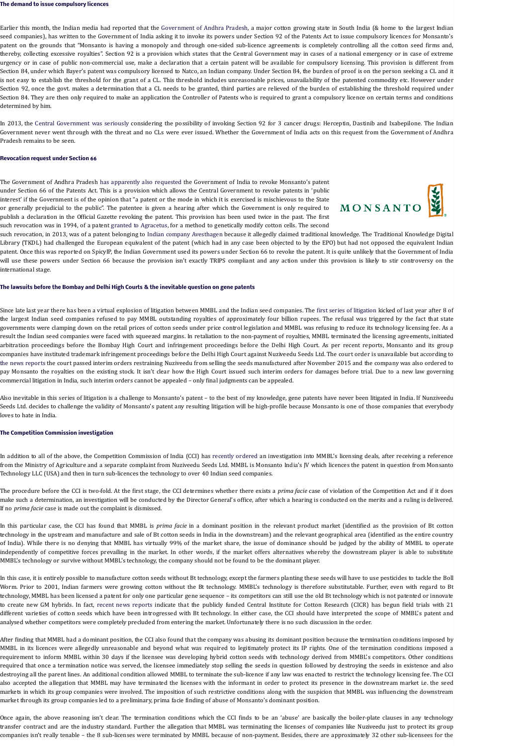### The demand to issue compulsory licences

Earlier this month, the Indian media had reported that the Government of Andhra Pradesh, a major cotton growing state in South India (& home to the largest Indian seed companies), has written to the Government of India asking it to invoke its powers under Section 92 of the Patents Act to issue compulsory licences for Monsanto's patent on the grounds that "Monsanto is having a monopoly and through one-sided sub-licence agreements is completely controlling all the cotton seed firms and, thereby, collecting excessive royalties". Section 92 is a provision which states that the Central Government may in cases of a national emergency or in case of extreme urgency or in case of public non-commercial use, make a declaration that a certain patent will be available for compulsory licensing. This provision is different from Section 84, under which Bayer's patent was compulsory licensed to Natco, an Indian company. Under Section 84, the burden of proof is on the person seeking a CL and it is not easy to establish the threshold for the grant of a CL. This threshold includes unreasonable prices, unavailability of the patented commodity etc. However under Section 92, once the govt. makes a determination that a CL needs to be granted, third parties are relieved of the burden of establishing the threshold required under Section 84. They are then only required to make an application the Controller of Patents who is required to grant a compulsory licence on certain terms and conditions determined by him.

In 2013, the Central Government was seriously considering the possibility of invoking Section 92 for 3 cancer drugs: Herceptin, Dastinib and Ixabepilone. The Indian Government never went through with the threat and no CLs were ever issued. Whether the Government of India acts on this request from the Government of Andhra Pradesh remains to be seen.

### Revocation request under Section 66

The Government of Andhra Pradesh has apparently also requested the Government of India to revoke Monsanto's patent under Section 66 of the Patents Act. This is a provision which allows the Central Government to revoke patents in 'public interest' if the Government is of the opinion that "a patent or the mode in which it is exercised is mischievous to the State or generally prejudicial to the public". The patentee is given a hearing after which the Government is only required to publish a declaration in the Official Gazette revoking the patent. This provision has been used twice in the past. The first such revocation was in 1994, of a patent granted to Agracetus, for a method to genetically modify cotton cells. The second such revocation, in 2013, was of a patent belonging to Indian company Avesthagen because it allegedly claimed traditional knowledge. The Traditional Knowledge Digital Library (TKDL) had challenged the European equivalent of the patent (which had in any case been objected to by the EPO) but had not opposed the equivalent Indian patent. Once this was reported on SpicyIP, the Indian Government used its powers under Section 66 to revoke the patent. It is quite unlikely that the Government of India will use these powers under Section 66 because the provision isn't exactly TRIPS compliant and any action under this provision is likely to stir controversy on the international stage.

### The lawsuits before the Bombay and Delhi High Courts & the inevitable question on gene patents

Since late last year there has been a virtual explosion of litigation between MMBL and the Indian seed companies. The first series of litigation kicked of last year after 8 of the largest Indian seed companies refused to pay MMBL outstanding royalties of approximately four billion rupees. The refusal was triggered by the fact that state governments were clamping down on the retail prices of cotton seeds under price control legislation and MMBL was refusing to reduce its technology licensing fee. As a result the Indian seed companies were faced with squeezed margins. In retaliation to the non-payment of royalties, MMBL terminated the licensing agreements, initiated arbitration proceedings before the Bombay High Court and infringement proceedings before the Delhi High Court. As per recent reports, Monsanto and its group companies have instituted trademark infringement proceedings before the Delhi High Court against Nuziveedu Seeds Ltd. The court order is unavailable but according to the news reports the court passed interim orders restraining Nuziveedu from selling the seeds manufactured after November 2015 and the company was also ordered to pay Monsanto the royalties on the existing stock. It isn't clear how the High Court issued such interim orders for damages before trial. Due to a new law governing commercial litigation in India, such interim orders cannot be appealed – only final judgments can be appealed.

Also inevitable in this series of litigation is a challenge to Monsanto's patent – to the best of my knowledge, gene patents have never been litigated in India. If Nunziveedu Seeds Ltd. decides to challenge the validity of Monsanto's patent any resulting litigation will be high-profile because Monsanto is one of those companies that everybody loves to hate in India.

### The Competition Commission investigation

In addition to all of the above, the Competition Commission of India (CCI) has recently ordered an investigation into MMBL's licensing deals, after receiving a reference from the Ministry of Agriculture and a separate complaint from Nuziveedu Seeds Ltd. MMBL is Monsanto India's JV which licences the patent in question from Monsanto Technology LLC (USA) and then in turn sub-licences the technology to over 40 Indian seed companies.

The procedure before the CCI is two-fold. At the first stage, the CCI determines whether there exists a *prima facie* case of violation of the Competition Act and if it does make such a determination, an investigation will be conducted by the Director General's office, after which a hearing is conducted on the merits and a ruling is delivered. If no *prima facie* case is made out the complaint is dismissed.

In this particular case, the CCI has found that MMBL is *prima facie* in a dominant position in the relevant product market (identified as the provision of Bt cotton technology in the upstream and manufacture and sale of Bt cotton seeds in India in the downstream) and the relevant geographical area (identified as the entire country of India). While there is no denying that MMBL has virtually 99% of the market share, the issue of dominance should be judged by the ability of MMBL to operate independently of competitive forces prevailing in the market. In other words, if the market offers alternatives whereby the downstream player is able to substitute MMBL's technology or survive without MMBL's technology, the company should not be found to be the dominant player.

In this case, it is entirely possible to manufacture cotton seeds without Bt technology, except the farmers planting these seeds will have to use pesticides to tackle the Boll Worm. Prior to 2001, Indian farmers were growing cotton without the Bt technology. MMBL's technology is therefore substitutable. Further, even with regard to Bt technology, MMBL has been licensed a patent for only one particular gene sequence – its competitors can still use the old Bt technology which is not patented or innovate to create new GM hybrids. In fact, recent news reports indicate that the publicly funded Central Institute for Cotton Research (CICR) has begun field trials with 21 different varieties of cotton seeds which have been introgressed with Bt technology. In either case, the CCI should have interpreted the scope of MMBL's patent and analysed whether competitors were completely precluded from entering the market. Unfortunately there is no such discussion in the order.

After finding that MMBL had a dominant position, the CCI also found that the company was abusing its dominant position because the termination conditions imposed by MMBL in its licences were allegedly unreasonable and beyond what was required to legitimately protect its IP rights. One of the termination conditions imposed a requirement to inform MMBL within 30 days if the licensee was developing hybrid cotton seeds with technology derived from MMBL's competitors. Other conditions required that once a termination notice was served, the licensee immediately stop selling the seeds in question followed by destroying the seeds in existence and also destroying all the parent lines. An additional condition allowed MMBL to terminate the sub-licence if any law was enacted to restrict the technology licensing fee. The CCI also accepted the allegation that MMBL may have terminated the licenses with the informant in order to protect its presence in the downstream market i.e. the seed markets in which its group companies were involved. The imposition of such restrictive conditions along with the suspicion that MMBL was influencing the downstream market through its group companies led to a preliminary, prima facie finding of abuse of Monsanto's dominant position.

Once again, the above reasoning isn't clear. The termination conditions which the CCI finds to be an 'abuse' are basically the boiler-plate clauses in any technology transfer contract and are the industry standard. Further the allegation that MMBL was terminating the licenses of companies like Nuziveedu just to protect its group companies isn't really tenable – the 8 sub-licenses were terminated by MMBL because of non-payment. Besides, there are approximately 32 other sub-licensees for the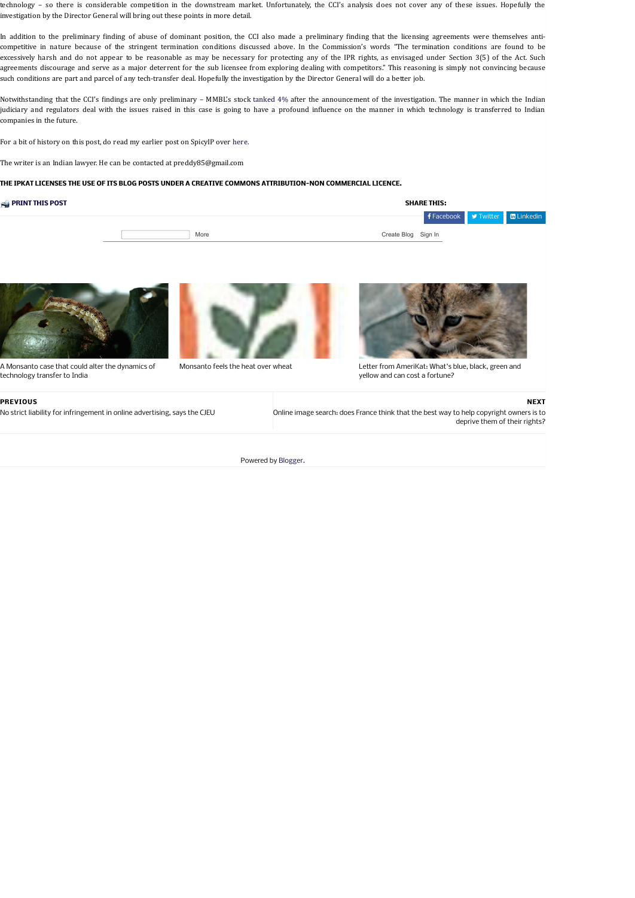technology – so there is considerable competition in the downstream market. Unfortunately, the CCI's analysis does not cover any of these issues. Hopefully the investigation by the Director General will bring out these points in more detail.

In addition to the preliminary finding of abuse of dominant position, the CCI also made a preliminary finding that the licensing agreements were themselves anti-competitive in nature because of the stringent termination conditions discussed above. In the Commission's words "The termination conditions are found to be excessively harsh and do not appear to be reasonable as may be necessary for protecting any of the IPR rights, as envisaged under Section 3(5) of the Act. Such agreements discourage and serve as a major deterrent for the sub licensee from exploring dealing with competitors." This reasoning is simply not convincing because such conditions are part and parcel of any tech-transfer deal. Hopefully the investigation by the Director General will do a better job.

Notwithstanding that the CCI's findings are only preliminary – MMBL's stock tanked 4% after the announcement of the investigation. The manner in which the Indian judiciary and regulators deal with the issues raised in this case is going to have a profound influence on the manner in which technology is transferred to Indian companies in the future.

For a bit of history on this post, do read my earlier post on SpicyIP over here.

The writer is an Indian lawyer. He can be contacted at preddy85@gmail.com

**THE IPKAT LICENSES THE USE OF ITS BLOG POSTS UNDER A CREATIVE COMMONS ATTRIBUTION-NON COMMERCIAL LICENCE.**

**PRINT THIS POST**

**SHARE THIS:**

Facebook Twitter Linkedin

More Create Blog Sign In

A Monsanto case that could alter the dynamics of technology transfer to India

Monsanto feels the heat over wheat

Letter from AmeriKat: What's blue, black, green and yellow and can cost a fortune?

**PREVIOUS**

No strict liability for infringement in online advertising, says the CJEU

**NEXT**

Online image search: does France think that the best way to help copyright owners is to deprive them of their rights?

Powered by Blogger.